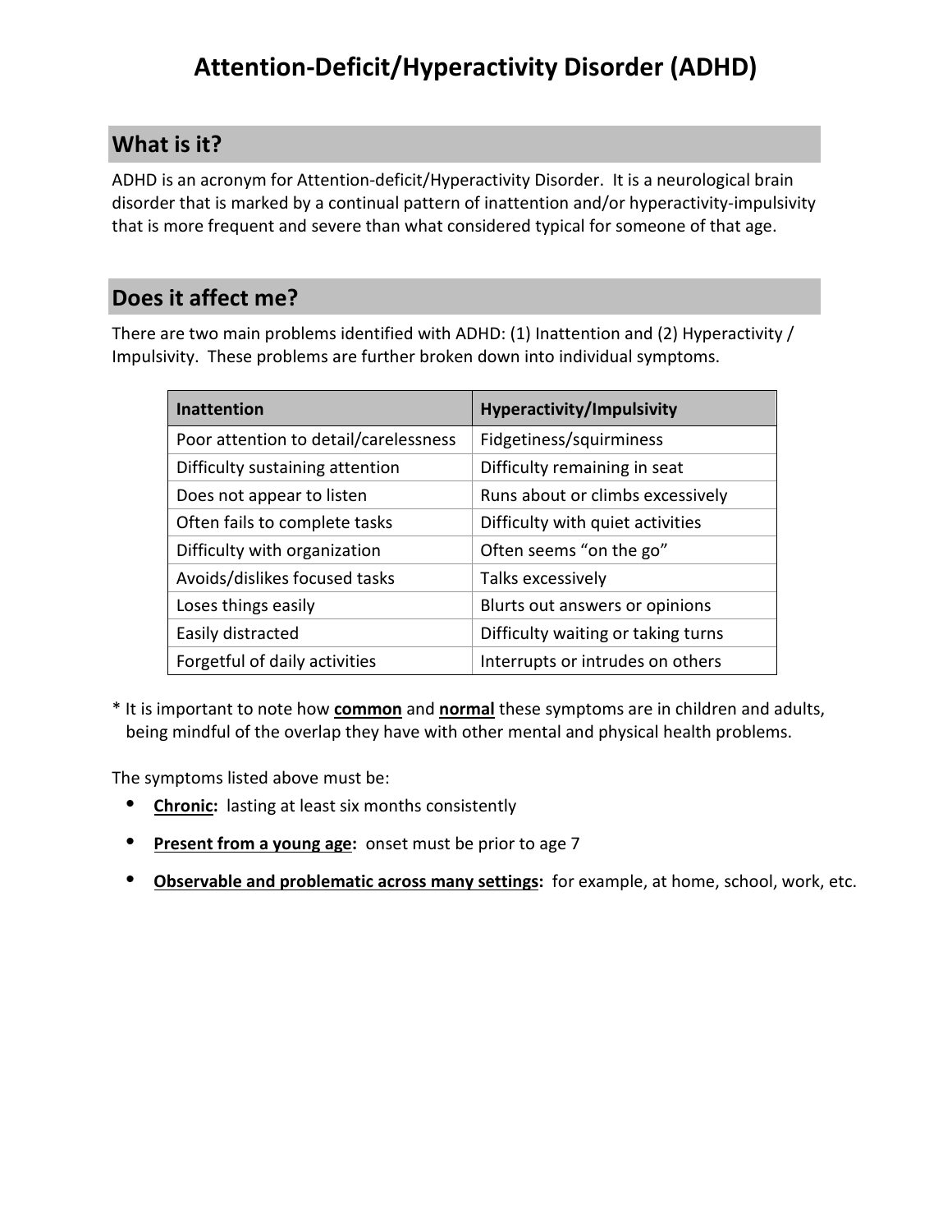# Attention-Deficit/Hyperactivity Disorder (ADHD)

## What is it?

ADHD is an acronym for Attention-deficit/Hyperactivity Disorder. It is a neurological brain disorder that is marked by a continual pattern of inattention and/or hyperactivity-impulsivity that is more frequent and severe than what considered typical for someone of that age.

## Does it affect me?

There are two main problems identified with ADHD: (1) Inattention and (2) Hyperactivity / Impulsivity. These problems are further broken down into individual symptoms.

| Inattention | Hyperactivity/Impulsivity |
|---|---|
| Poor attention to detail/carelessness | Fidgetiness/squirminess |
| Difficulty sustaining attention | Difficulty remaining in seat |
| Does not appear to listen | Runs about or climbs excessively |
| Often fails to complete tasks | Difficulty with quiet activities |
| Difficulty with organization | Often seems “on the go” |
| Avoids/dislikes focused tasks | Talks excessively |
| Loses things easily | Blurts out answers or opinions |
| Easily distracted | Difficulty waiting or taking turns |
| Forgetful of daily activities | Interrupts or intrudes on others |

* It is important to note how **common** and **normal** these symptoms are in children and adults, being mindful of the overlap they have with other mental and physical health problems.

The symptoms listed above must be:

- **Chronic:** lasting at least six months consistently
- **Present from a young age:** onset must be prior to age 7
- **Observable and problematic across many settings:** for example, at home, school, work, etc.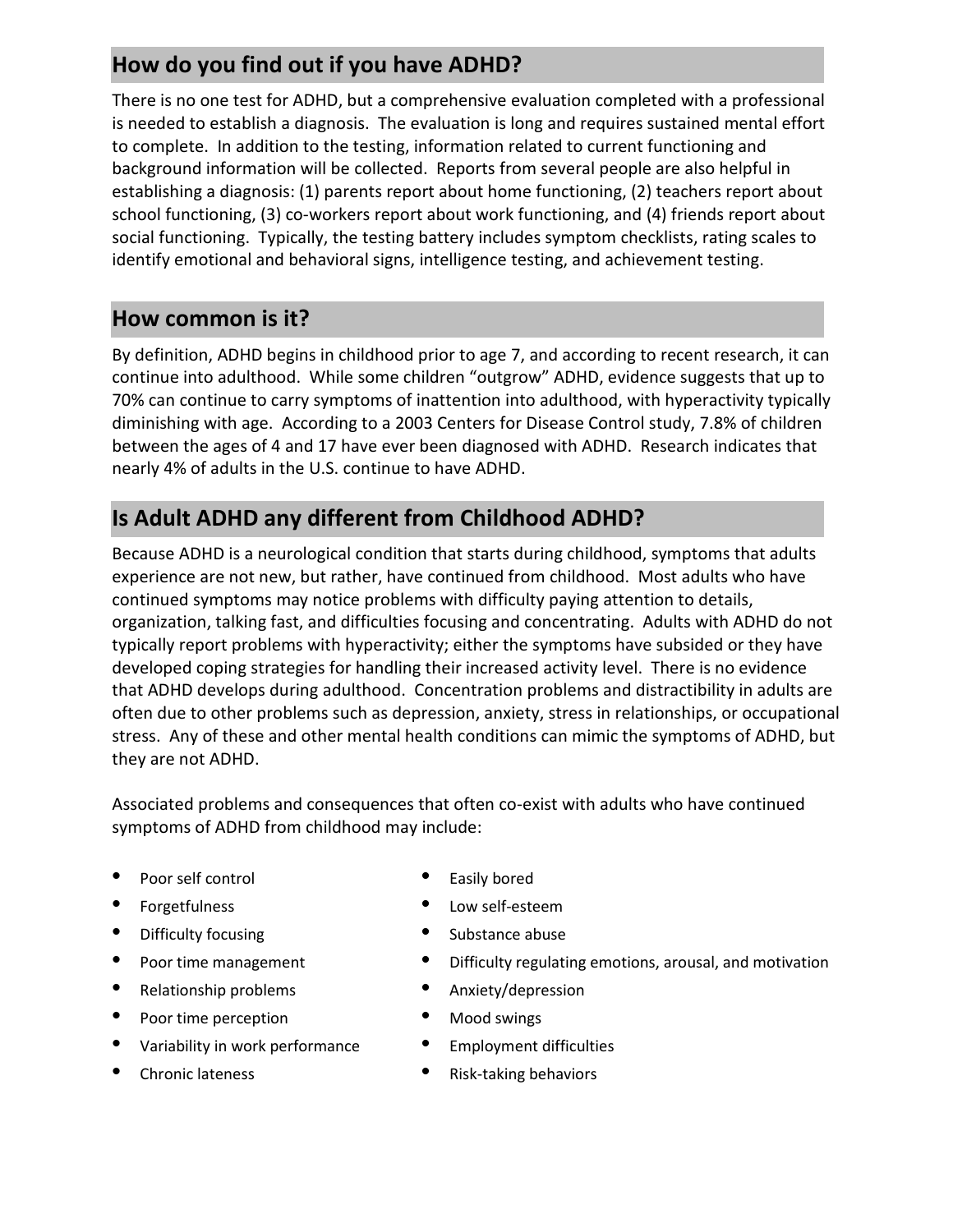## How do you find out if you have ADHD?

There is no one test for ADHD, but a comprehensive evaluation completed with a professional is needed to establish a diagnosis. The evaluation is long and requires sustained mental effort to complete. In addition to the testing, information related to current functioning and background information will be collected. Reports from several people are also helpful in establishing a diagnosis: (1) parents report about home functioning, (2) teachers report about school functioning, (3) co-workers report about work functioning, and (4) friends report about social functioning. Typically, the testing battery includes symptom checklists, rating scales to identify emotional and behavioral signs, intelligence testing, and achievement testing.

## How common is it?

By definition, ADHD begins in childhood prior to age 7, and according to recent research, it can continue into adulthood. While some children "outgrow" ADHD, evidence suggests that up to 70% can continue to carry symptoms of inattention into adulthood, with hyperactivity typically diminishing with age. According to a 2003 Centers for Disease Control study, 7.8% of children between the ages of 4 and 17 have ever been diagnosed with ADHD. Research indicates that nearly 4% of adults in the U.S. continue to have ADHD.

## Is Adult ADHD any different from Childhood ADHD?

Because ADHD is a neurological condition that starts during childhood, symptoms that adults experience are not new, but rather, have continued from childhood. Most adults who have continued symptoms may notice problems with difficulty paying attention to details, organization, talking fast, and difficulties focusing and concentrating. Adults with ADHD do not typically report problems with hyperactivity; either the symptoms have subsided or they have developed coping strategies for handling their increased activity level. There is no evidence that ADHD develops during adulthood. Concentration problems and distractibility in adults are often due to other problems such as depression, anxiety, stress in relationships, or occupational stress. Any of these and other mental health conditions can mimic the symptoms of ADHD, but they are not ADHD.

Associated problems and consequences that often co-exist with adults who have continued symptoms of ADHD from childhood may include:

- Poor self control
- Forgetfulness
- Difficulty focusing
- Poor time management
- Relationship problems
- Poor time perception
- Variability in work performance
- Chronic lateness
- Easily bored
- Low self-esteem
- Substance abuse
- Difficulty regulating emotions, arousal, and motivation
- Anxiety/depression
- Mood swings
- Employment difficulties
- Risk-taking behaviors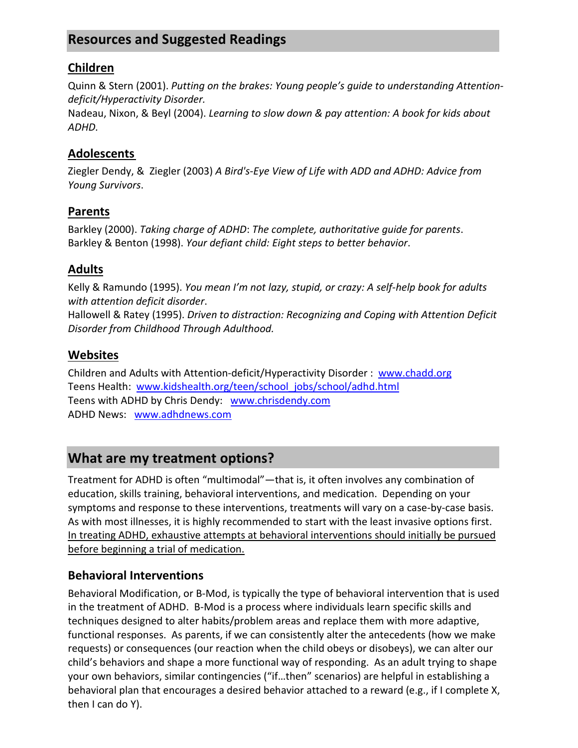## Resources and Suggested Readings

### Children

Quinn & Stern (2001). *Putting on the brakes: Young people's guide to understanding Attention-deficit/Hyperactivity Disorder.*

Nadeau, Nixon, & Beyl (2004). *Learning to slow down & pay attention: A book for kids about ADHD.*

### Adolescents

Ziegler Dendy, & Ziegler (2003) *A Bird's-Eye View of Life with ADD and ADHD: Advice from Young Survivors*.

### Parents

Barkley (2000). *Taking charge of ADHD*: *The complete, authoritative guide for parents*.

Barkley & Benton (1998). *Your defiant child: Eight steps to better behavior*.

### Adults

Kelly & Ramundo (1995). *You mean I'm not lazy, stupid, or crazy: A self-help book for adults with attention deficit disorder*.

Hallowell & Ratey (1995). *Driven to distraction: Recognizing and Coping with Attention Deficit Disorder from Childhood Through Adulthood.*

### Websites

Children and Adults with Attention-deficit/Hyperactivity Disorder : [www.chadd.org](www.chadd.org)

Teens Health: [www.kidshealth.org/teen/school_jobs/school/adhd.html](www.kidshealth.org/teen/school_jobs/school/adhd.html)

Teens with ADHD by Chris Dendy: [www.chrisdendy.com](www.chrisdendy.com)

ADHD News: [www.adhdnews.com](www.adhdnews.com)

## What are my treatment options?

Treatment for ADHD is often "multimodal"—that is, it often involves any combination of education, skills training, behavioral interventions, and medication. Depending on your symptoms and response to these interventions, treatments will vary on a case-by-case basis. As with most illnesses, it is highly recommended to start with the least invasive options first. In treating ADHD, exhaustive attempts at behavioral interventions should initially be pursued before beginning a trial of medication.

### Behavioral Interventions

Behavioral Modification, or B-Mod, is typically the type of behavioral intervention that is used in the treatment of ADHD. B-Mod is a process where individuals learn specific skills and techniques designed to alter habits/problem areas and replace them with more adaptive, functional responses. As parents, if we can consistently alter the antecedents (how we make requests) or consequences (our reaction when the child obeys or disobeys), we can alter our child's behaviors and shape a more functional way of responding. As an adult trying to shape your own behaviors, similar contingencies ("if…then" scenarios) are helpful in establishing a behavioral plan that encourages a desired behavior attached to a reward (e.g., if I complete X, then I can do Y).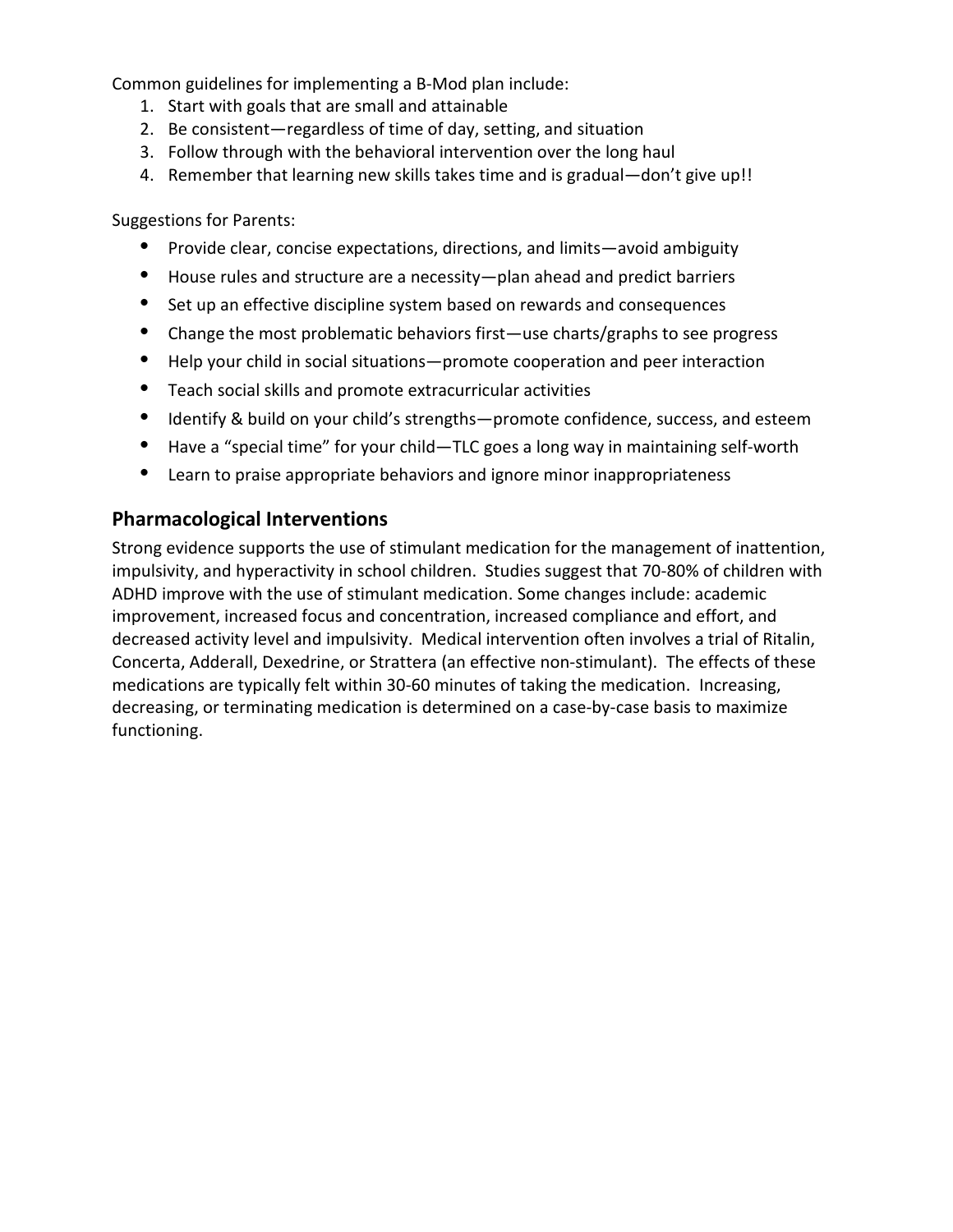Common guidelines for implementing a B-Mod plan include:

1. Start with goals that are small and attainable
2. Be consistent—regardless of time of day, setting, and situation
3. Follow through with the behavioral intervention over the long haul
4. Remember that learning new skills takes time and is gradual—don't give up!!

Suggestions for Parents:

- Provide clear, concise expectations, directions, and limits—avoid ambiguity
- House rules and structure are a necessity—plan ahead and predict barriers
- Set up an effective discipline system based on rewards and consequences
- Change the most problematic behaviors first—use charts/graphs to see progress
- Help your child in social situations—promote cooperation and peer interaction
- Teach social skills and promote extracurricular activities
- Identify & build on your child's strengths—promote confidence, success, and esteem
- Have a "special time" for your child—TLC goes a long way in maintaining self-worth
- Learn to praise appropriate behaviors and ignore minor inappropriateness

## Pharmacological Interventions

Strong evidence supports the use of stimulant medication for the management of inattention, impulsivity, and hyperactivity in school children. Studies suggest that 70-80% of children with ADHD improve with the use of stimulant medication. Some changes include: academic improvement, increased focus and concentration, increased compliance and effort, and decreased activity level and impulsivity. Medical intervention often involves a trial of Ritalin, Concerta, Adderall, Dexedrine, or Strattera (an effective non-stimulant). The effects of these medications are typically felt within 30-60 minutes of taking the medication. Increasing, decreasing, or terminating medication is determined on a case-by-case basis to maximize functioning.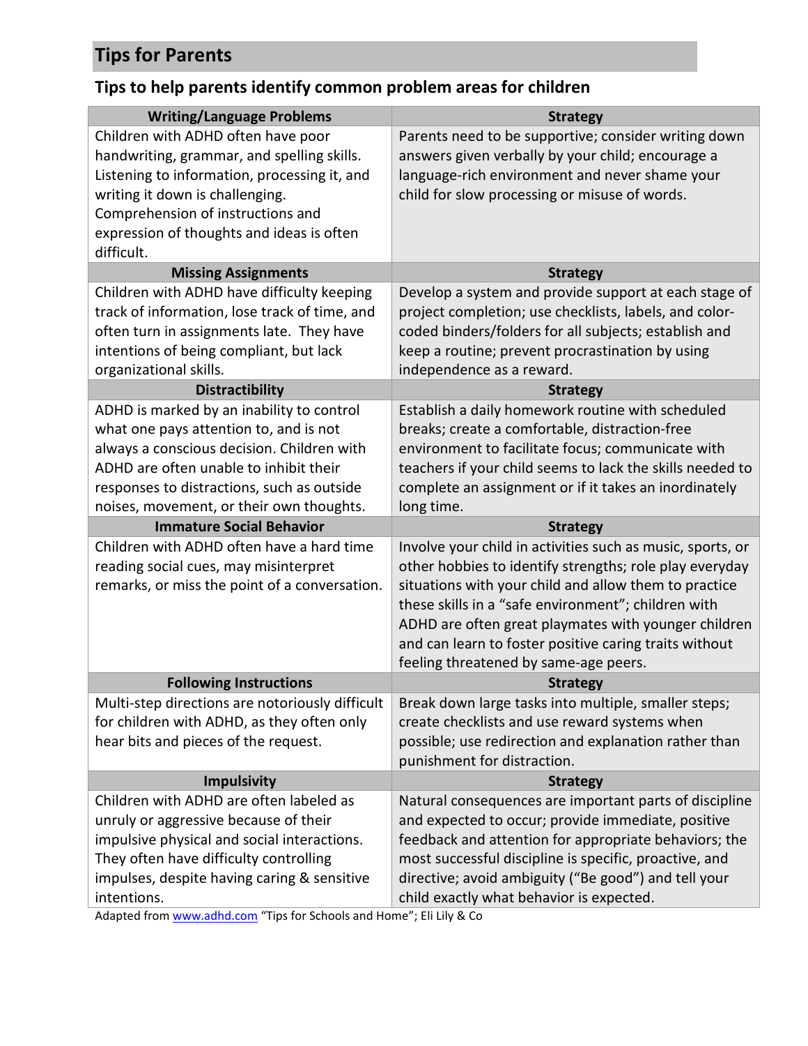## Tips for Parents

### Tips to help parents identify common problem areas for children

| Writing/Language Problems | Strategy |
|---|---|
| Children with ADHD often have poor handwriting, grammar, and spelling skills. Listening to information, processing it, and writing it down is challenging. Comprehension of instructions and expression of thoughts and ideas is often difficult. | Parents need to be supportive; consider writing down answers given verbally by your child; encourage a language-rich environment and never shame your child for slow processing or misuse of words. |
| **Missing Assignments** | **Strategy** |
| Children with ADHD have difficulty keeping track of information, lose track of time, and often turn in assignments late. They have intentions of being compliant, but lack organizational skills. | Develop a system and provide support at each stage of project completion; use checklists, labels, and color-coded binders/folders for all subjects; establish and keep a routine; prevent procrastination by using independence as a reward. |
| **Distractibility** | **Strategy** |
| ADHD is marked by an inability to control what one pays attention to, and is not always a conscious decision. Children with ADHD are often unable to inhibit their responses to distractions, such as outside noises, movement, or their own thoughts. | Establish a daily homework routine with scheduled breaks; create a comfortable, distraction-free environment to facilitate focus; communicate with teachers if your child seems to lack the skills needed to complete an assignment or if it takes an inordinately long time. |
| **Immature Social Behavior** | **Strategy** |
| Children with ADHD often have a hard time reading social cues, may misinterpret remarks, or miss the point of a conversation. | Involve your child in activities such as music, sports, or other hobbies to identify strengths; role play everyday situations with your child and allow them to practice these skills in a "safe environment"; children with ADHD are often great playmates with younger children and can learn to foster positive caring traits without feeling threatened by same-age peers. |
| **Following Instructions** | **Strategy** |
| Multi-step directions are notoriously difficult for children with ADHD, as they often only hear bits and pieces of the request. | Break down large tasks into multiple, smaller steps; create checklists and use reward systems when possible; use redirection and explanation rather than punishment for distraction. |
| **Impulsivity** | **Strategy** |
| Children with ADHD are often labeled as unruly or aggressive because of their impulsive physical and social interactions. They often have difficulty controlling impulses, despite having caring & sensitive intentions. | Natural consequences are important parts of discipline and expected to occur; provide immediate, positive feedback and attention for appropriate behaviors; the most successful discipline is specific, proactive, and directive; avoid ambiguity ("Be good") and tell your child exactly what behavior is expected. |

Adapted from www.adhd.com "Tips for Schools and Home"; Eli Lily & Co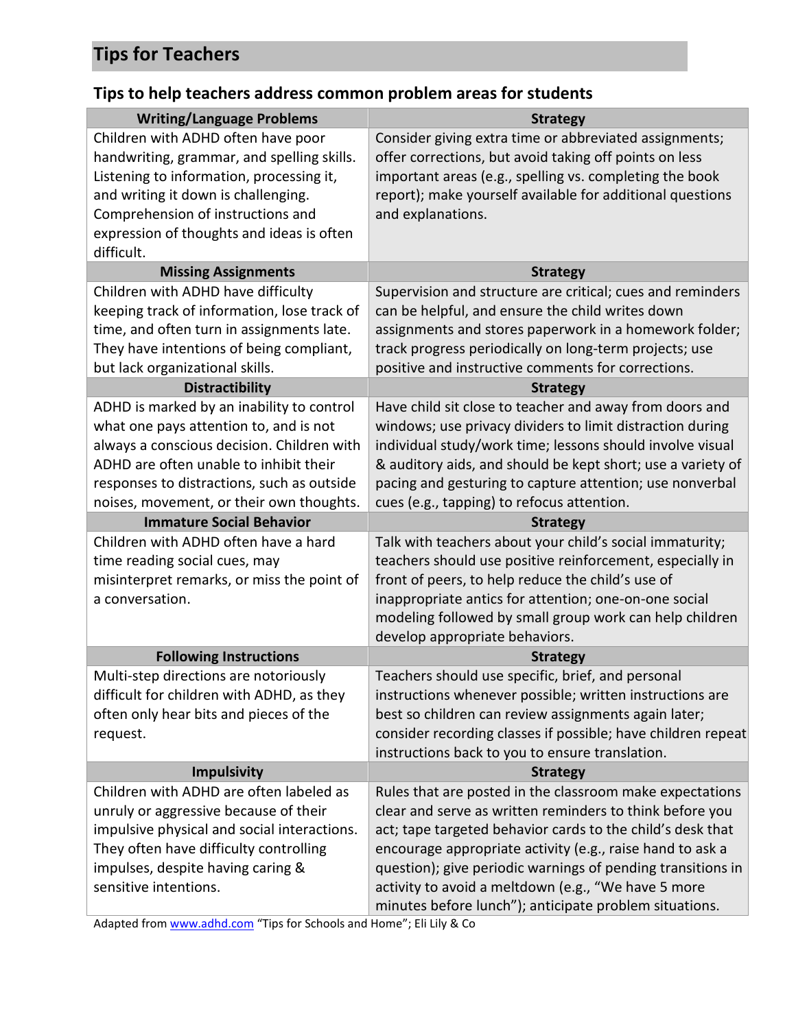## Tips for Teachers

### Tips to help teachers address common problem areas for students

| Writing/Language Problems | Strategy |
|---|---|
| Children with ADHD often have poor handwriting, grammar, and spelling skills. Listening to information, processing it, and writing it down is challenging. Comprehension of instructions and expression of thoughts and ideas is often difficult. | Consider giving extra time or abbreviated assignments; offer corrections, but avoid taking off points on less important areas (e.g., spelling vs. completing the book report); make yourself available for additional questions and explanations. |
| **Missing Assignments** | **Strategy** |
| Children with ADHD have difficulty keeping track of information, lose track of time, and often turn in assignments late. They have intentions of being compliant, but lack organizational skills. | Supervision and structure are critical; cues and reminders can be helpful, and ensure the child writes down assignments and stores paperwork in a homework folder; track progress periodically on long-term projects; use positive and instructive comments for corrections. |
| **Distractibility** | **Strategy** |
| ADHD is marked by an inability to control what one pays attention to, and is not always a conscious decision. Children with ADHD are often unable to inhibit their responses to distractions, such as outside noises, movement, or their own thoughts. | Have child sit close to teacher and away from doors and windows; use privacy dividers to limit distraction during individual study/work time; lessons should involve visual & auditory aids, and should be kept short; use a variety of pacing and gesturing to capture attention; use nonverbal cues (e.g., tapping) to refocus attention. |
| **Immature Social Behavior** | **Strategy** |
| Children with ADHD often have a hard time reading social cues, may misinterpret remarks, or miss the point of a conversation. | Talk with teachers about your child's social immaturity; teachers should use positive reinforcement, especially in front of peers, to help reduce the child's use of inappropriate antics for attention; one-on-one social modeling followed by small group work can help children develop appropriate behaviors. |
| **Following Instructions** | **Strategy** |
| Multi-step directions are notoriously difficult for children with ADHD, as they often only hear bits and pieces of the request. | Teachers should use specific, brief, and personal instructions whenever possible; written instructions are best so children can review assignments again later; consider recording classes if possible; have children repeat instructions back to you to ensure translation. |
| **Impulsivity** | **Strategy** |
| Children with ADHD are often labeled as unruly or aggressive because of their impulsive physical and social interactions. They often have difficulty controlling impulses, despite having caring & sensitive intentions. | Rules that are posted in the classroom make expectations clear and serve as written reminders to think before you act; tape targeted behavior cards to the child's desk that encourage appropriate activity (e.g., raise hand to ask a question); give periodic warnings of pending transitions in activity to avoid a meltdown (e.g., "We have 5 more minutes before lunch"); anticipate problem situations. |

Adapted from www.adhd.com "Tips for Schools and Home"; Eli Lily & Co